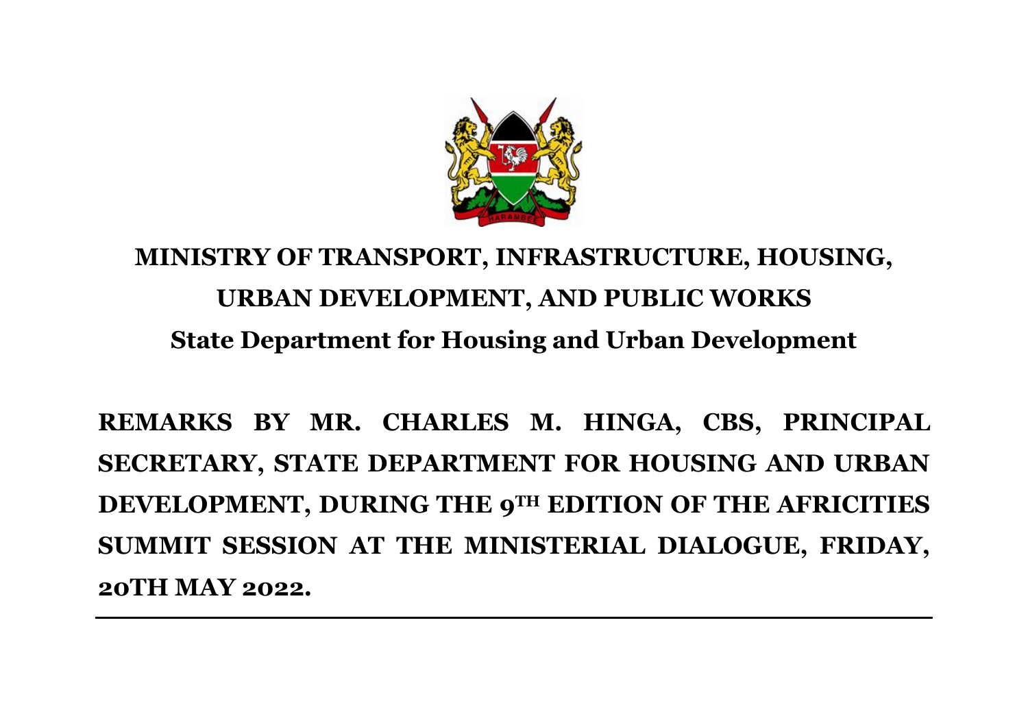# MINISTRY OF TRANSPORT, INFRASTRUCTURE, HOUSING, URBAN DEVELOPMENT, AND PUBLIC WORKS

## State Department for Housing and Urban Development

**REMARKS BY MR. CHARLES M. HINGA, CBS, PRINCIPAL SECRETARY, STATE DEPARTMENT FOR HOUSING AND URBAN DEVELOPMENT, DURING THE 9TH EDITION OF THE AFRICITIES SUMMIT SESSION AT THE MINISTERIAL DIALOGUE, FRIDAY, 20TH MAY 2022.**

---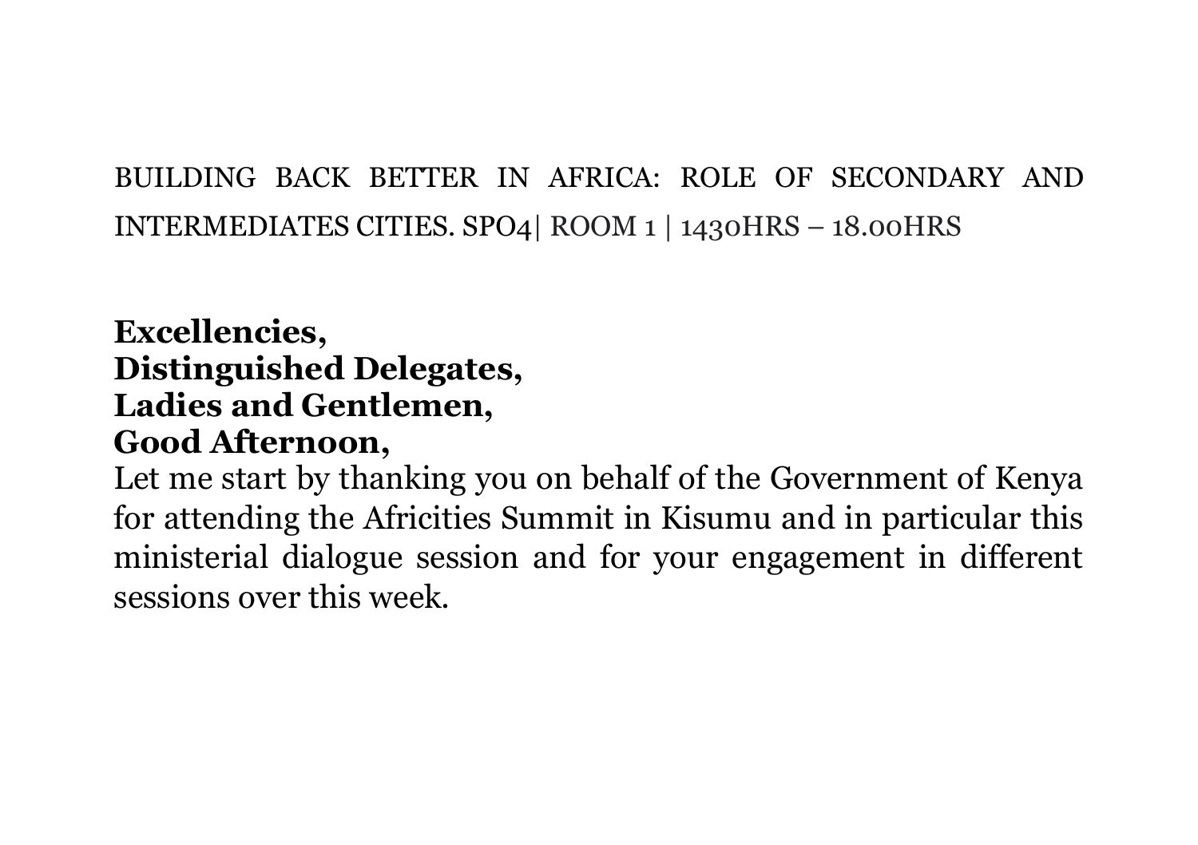BUILDING BACK BETTER IN AFRICA: ROLE OF SECONDARY AND INTERMEDIATES CITIES. SPO4| ROOM 1 | 1430HRS – 18.00HRS

**Excellencies,**
**Distinguished Delegates,**
**Ladies and Gentlemen,**
**Good Afternoon,**

Let me start by thanking you on behalf of the Government of Kenya for attending the Africities Summit in Kisumu and in particular this ministerial dialogue session and for your engagement in different sessions over this week.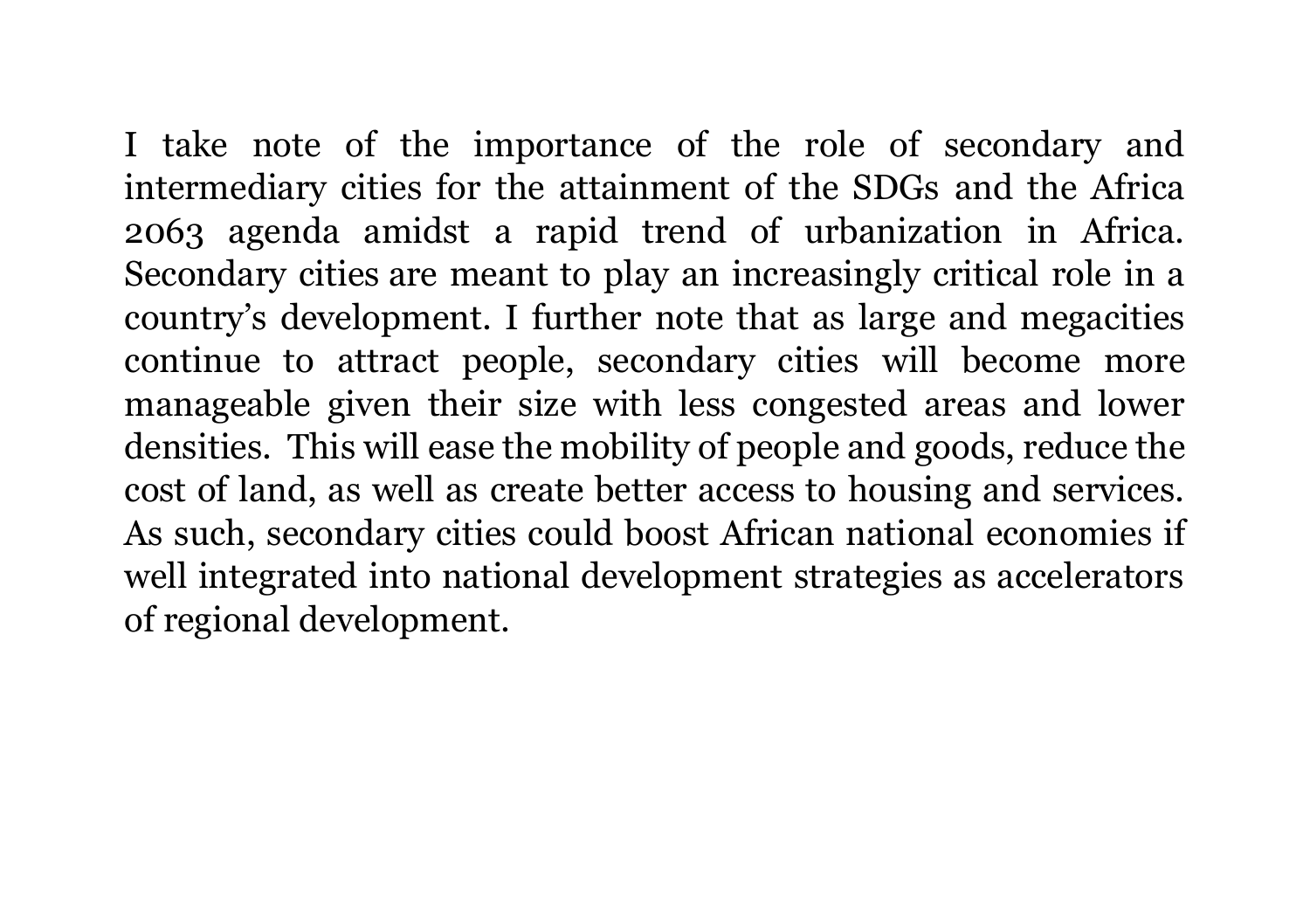I take note of the importance of the role of secondary and intermediary cities for the attainment of the SDGs and the Africa 2063 agenda amidst a rapid trend of urbanization in Africa. Secondary cities are meant to play an increasingly critical role in a country's development. I further note that as large and megacities continue to attract people, secondary cities will become more manageable given their size with less congested areas and lower densities. This will ease the mobility of people and goods, reduce the cost of land, as well as create better access to housing and services. As such, secondary cities could boost African national economies if well integrated into national development strategies as accelerators of regional development.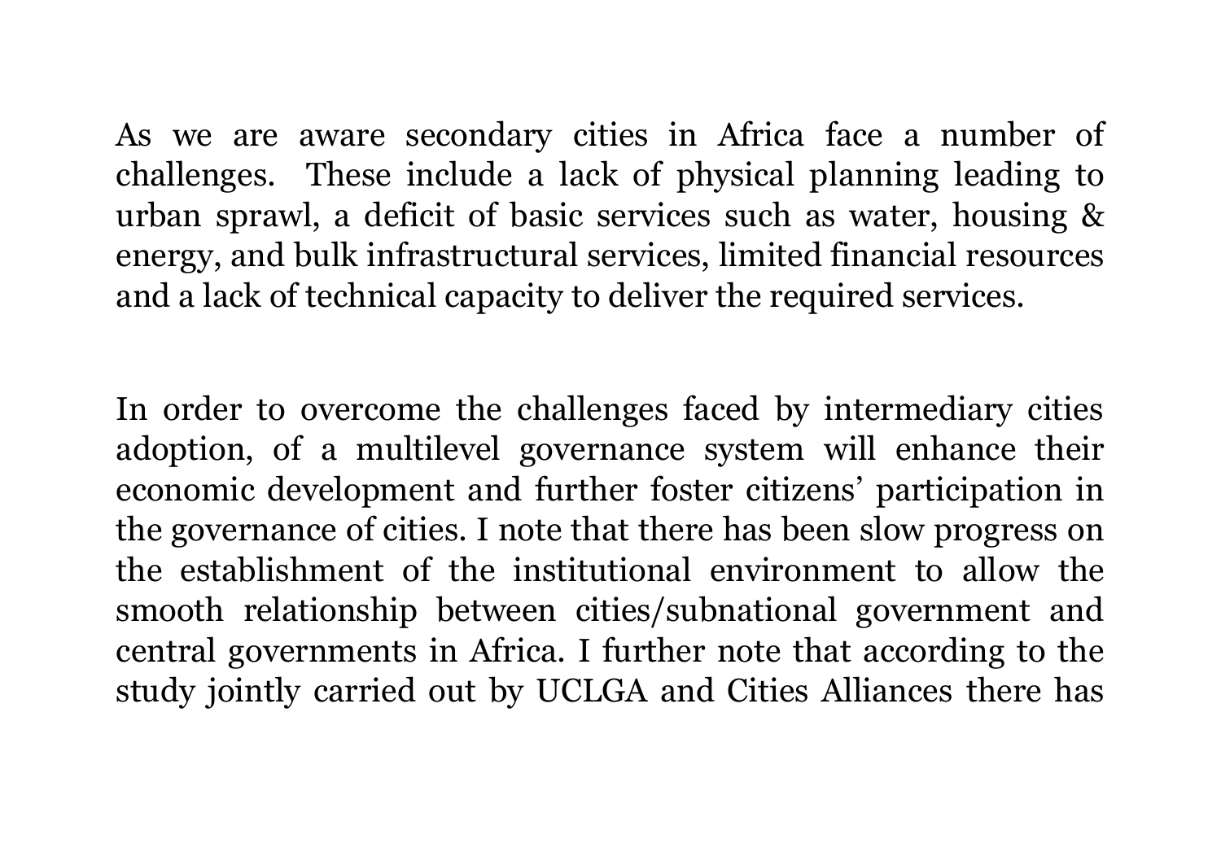As we are aware secondary cities in Africa face a number of challenges. These include a lack of physical planning leading to urban sprawl, a deficit of basic services such as water, housing & energy, and bulk infrastructural services, limited financial resources and a lack of technical capacity to deliver the required services.

In order to overcome the challenges faced by intermediary cities adoption, of a multilevel governance system will enhance their economic development and further foster citizens' participation in the governance of cities. I note that there has been slow progress on the establishment of the institutional environment to allow the smooth relationship between cities/subnational government and central governments in Africa. I further note that according to the study jointly carried out by UCLGA and Cities Alliances there has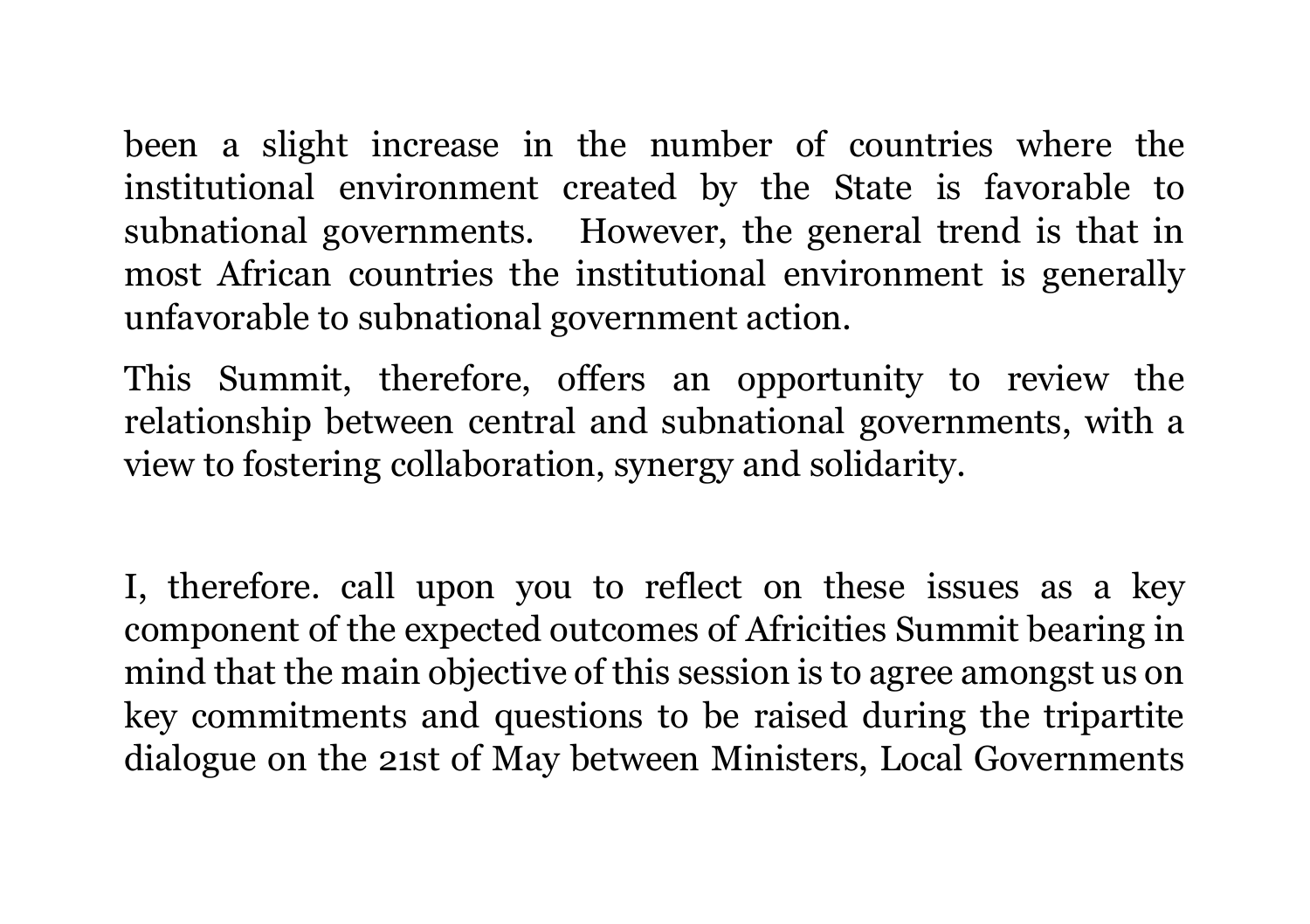been a slight increase in the number of countries where the institutional environment created by the State is favorable to subnational governments. However, the general trend is that in most African countries the institutional environment is generally unfavorable to subnational government action.

This Summit, therefore, offers an opportunity to review the relationship between central and subnational governments, with a view to fostering collaboration, synergy and solidarity.

I, therefore. call upon you to reflect on these issues as a key component of the expected outcomes of Africities Summit bearing in mind that the main objective of this session is to agree amongst us on key commitments and questions to be raised during the tripartite dialogue on the 21st of May between Ministers, Local Governments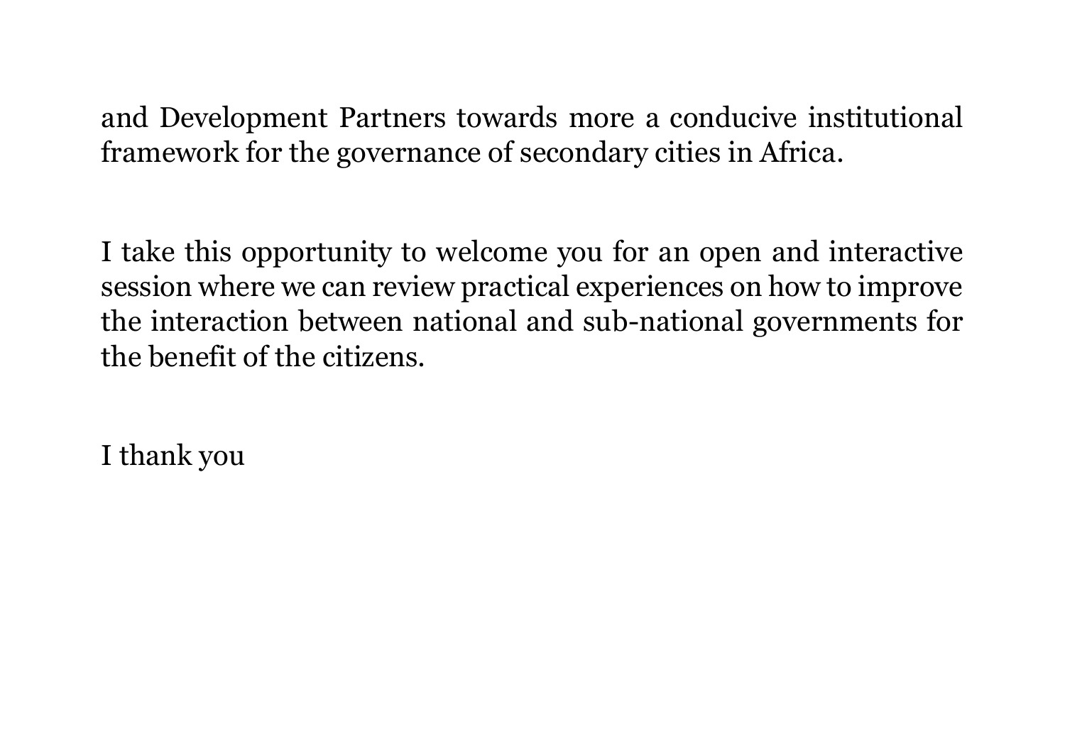and Development Partners towards more a conducive institutional framework for the governance of secondary cities in Africa.

I take this opportunity to welcome you for an open and interactive session where we can review practical experiences on how to improve the interaction between national and sub-national governments for the benefit of the citizens.

I thank you